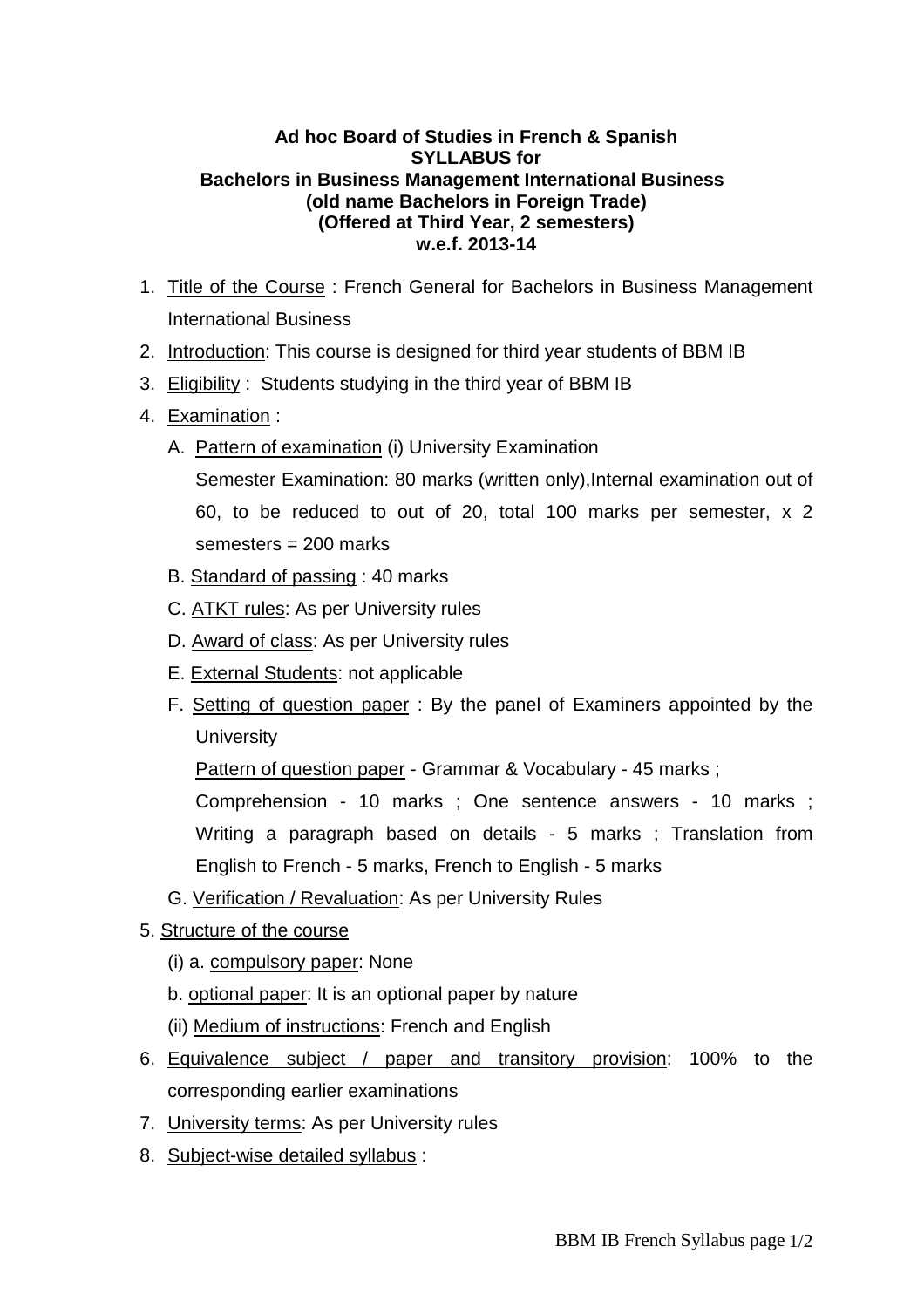**Ad hoc Board of Studies in French & Spanish**
**SYLLABUS for**
**Bachelors in Business Management International Business**
**(old name Bachelors in Foreign Trade)**
**(Offered at Third Year, 2 semesters)**
**w.e.f. 2013-14**

1. Title of the Course : French General for Bachelors in Business Management International Business
2. Introduction: This course is designed for third year students of BBM IB
3. Eligibility : Students studying in the third year of BBM IB
4. Examination :
   A. Pattern of examination (i) University Examination
      Semester Examination: 80 marks (written only),Internal examination out of 60, to be reduced to out of 20, total 100 marks per semester, x 2 semesters = 200 marks
   B. Standard of passing : 40 marks
   C. ATKT rules: As per University rules
   D. Award of class: As per University rules
   E. External Students: not applicable
   F. Setting of question paper : By the panel of Examiners appointed by the University
      Pattern of question paper - Grammar & Vocabulary - 45 marks ;
      Comprehension - 10 marks ; One sentence answers - 10 marks ; Writing a paragraph based on details - 5 marks ; Translation from English to French - 5 marks, French to English - 5 marks
   G. Verification / Revaluation: As per University Rules
5. Structure of the course
   (i) a. compulsory paper: None
   b. optional paper: It is an optional paper by nature
   (ii) Medium of instructions: French and English
6. Equivalence subject / paper and transitory provision: 100% to the corresponding earlier examinations
7. University terms: As per University rules
8. Subject-wise detailed syllabus :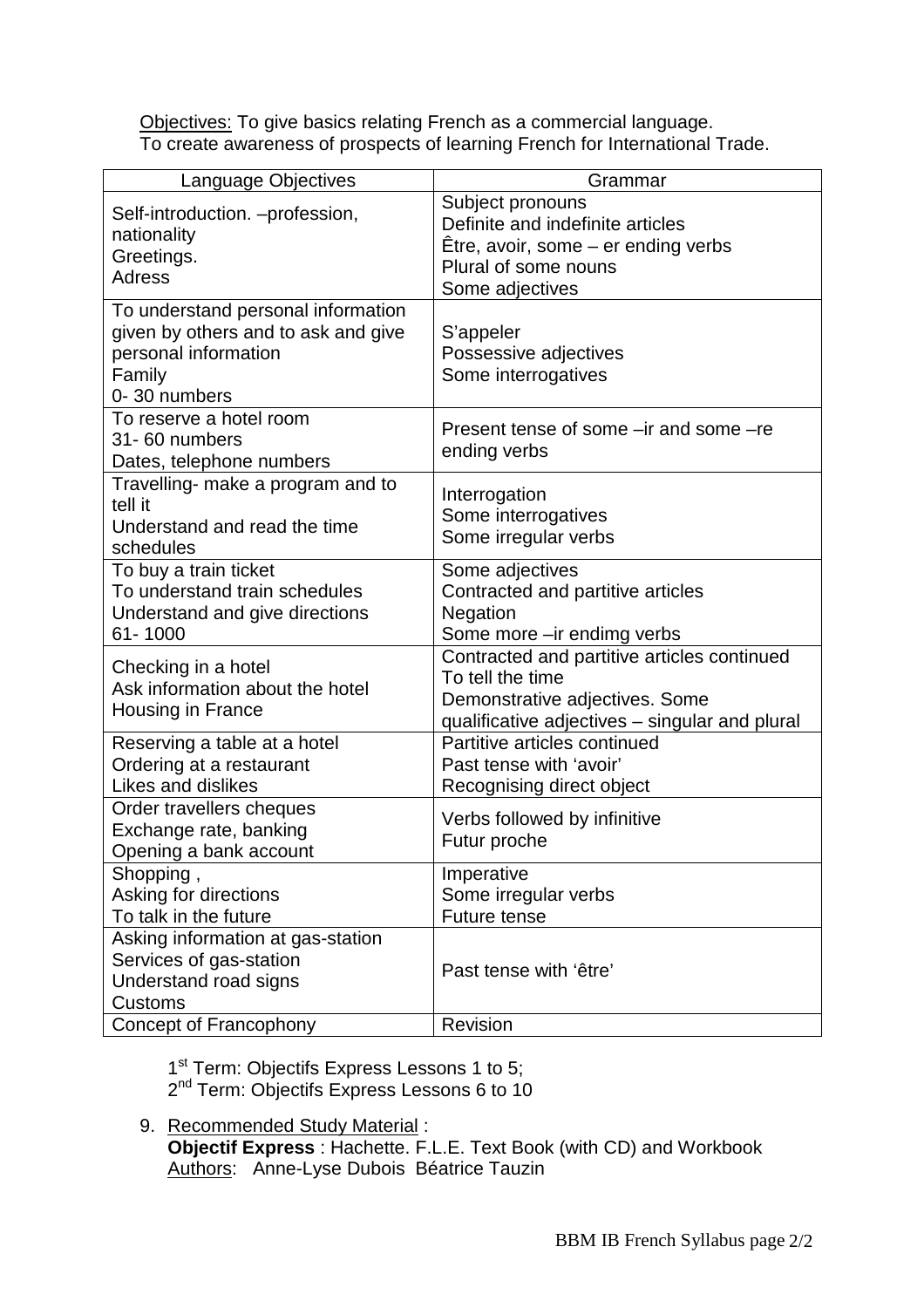Objectives: To give basics relating French as a commercial language.
To create awareness of prospects of learning French for International Trade.

| Language Objectives | Grammar |
| --- | --- |
| Self-introduction. –profession, nationality<br>Greetings.<br>Adress | Subject pronouns<br>Definite and indefinite articles<br>Être, avoir, some – er ending verbs<br>Plural of some nouns<br>Some adjectives |
| To understand personal information given by others and to ask and give personal information<br>Family<br>0- 30 numbers | S'appeler<br>Possessive adjectives<br>Some interrogatives |
| To reserve a hotel room<br>31- 60 numbers<br>Dates, telephone numbers | Present tense of some –ir and some –re ending verbs |
| Travelling- make a program and to tell it<br>Understand and read the time schedules | Interrogation<br>Some interrogatives<br>Some irregular verbs |
| To buy a train ticket<br>To understand train schedules<br>Understand and give directions<br>61- 1000 | Some adjectives<br>Contracted and partitive articles<br>Negation<br>Some more –ir endimg verbs |
| Checking in a hotel<br>Ask information about the hotel<br>Housing in France | Contracted and partitive articles continued<br>To tell the time<br>Demonstrative adjectives. Some qualificative adjectives – singular and plural |
| Reserving a table at a hotel<br>Ordering at a restaurant<br>Likes and dislikes | Partitive articles continued<br>Past tense with 'avoir'<br>Recognising direct object |
| Order travellers cheques<br>Exchange rate, banking<br>Opening a bank account | Verbs followed by infinitive<br>Futur proche |
| Shopping ,<br>Asking for directions<br>To talk in the future | Imperative<br>Some irregular verbs<br>Future tense |
| Asking information at gas-station<br>Services of gas-station<br>Understand road signs<br>Customs | Past tense with 'être' |
| Concept of Francophony | Revision |

1st Term: Objectifs Express Lessons 1 to 5;
2nd Term: Objectifs Express Lessons 6 to 10

9. Recommended Study Material :
   **Objectif Express** : Hachette. F.L.E. Text Book (with CD) and Workbook
   Authors: Anne-Lyse Dubois Béatrice Tauzin